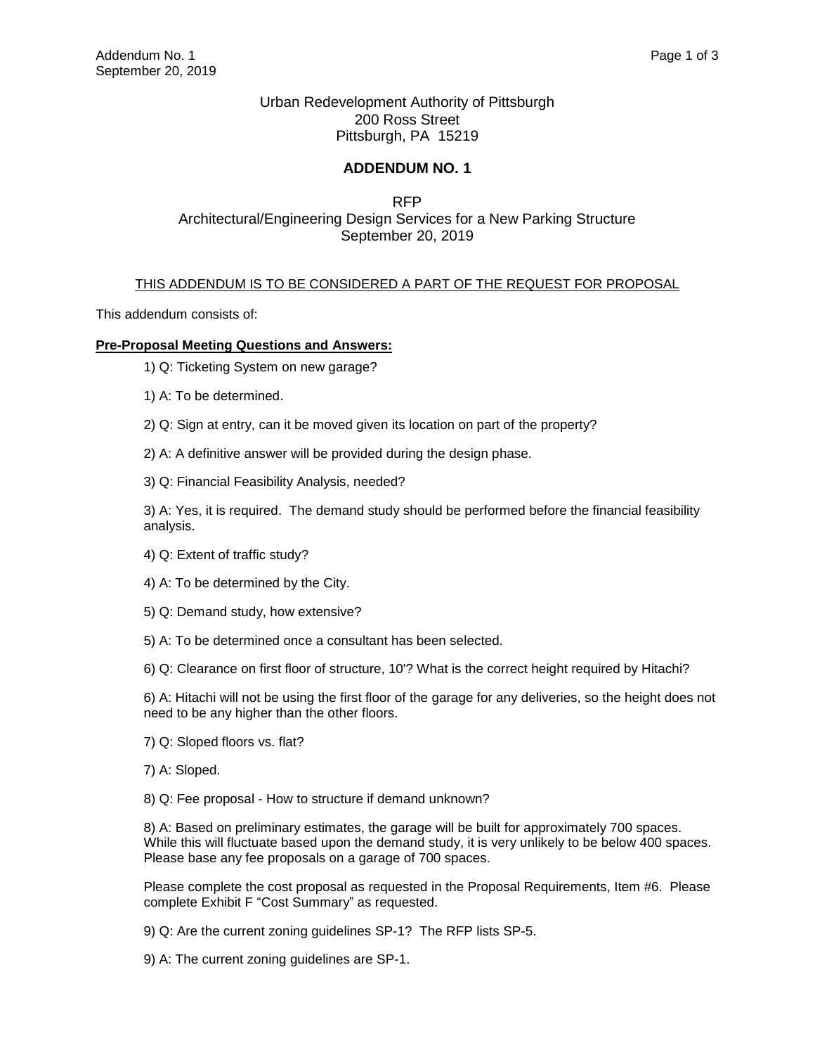Urban Redevelopment Authority of Pittsburgh
200 Ross Street
Pittsburgh, PA 15219

# ADDENDUM NO. 1

RFP
Architectural/Engineering Design Services for a New Parking Structure
September 20, 2019

THIS ADDENDUM IS TO BE CONSIDERED A PART OF THE REQUEST FOR PROPOSAL

This addendum consists of:

**Pre-Proposal Meeting Questions and Answers:**

1) Q: Ticketing System on new garage?

1) A: To be determined.

2) Q: Sign at entry, can it be moved given its location on part of the property?

2) A: A definitive answer will be provided during the design phase.

3) Q: Financial Feasibility Analysis, needed?

3) A: Yes, it is required. The demand study should be performed before the financial feasibility analysis.

4) Q: Extent of traffic study?

4) A: To be determined by the City.

5) Q: Demand study, how extensive?

5) A: To be determined once a consultant has been selected.

6) Q: Clearance on first floor of structure, 10'? What is the correct height required by Hitachi?

6) A: Hitachi will not be using the first floor of the garage for any deliveries, so the height does not need to be any higher than the other floors.

7) Q: Sloped floors vs. flat?

7) A: Sloped.

8) Q: Fee proposal - How to structure if demand unknown?

8) A: Based on preliminary estimates, the garage will be built for approximately 700 spaces. While this will fluctuate based upon the demand study, it is very unlikely to be below 400 spaces. Please base any fee proposals on a garage of 700 spaces.

Please complete the cost proposal as requested in the Proposal Requirements, Item #6. Please complete Exhibit F "Cost Summary" as requested.

9) Q: Are the current zoning guidelines SP-1? The RFP lists SP-5.

9) A: The current zoning guidelines are SP-1.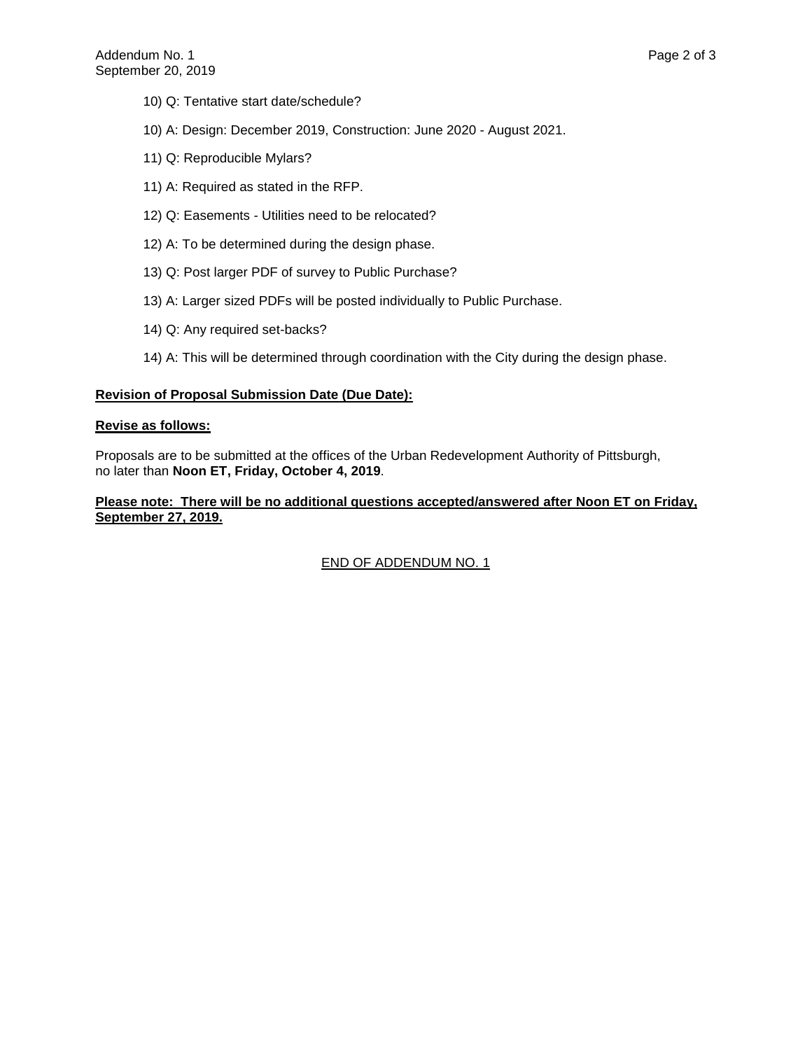10) Q: Tentative start date/schedule?

10) A: Design: December 2019, Construction: June 2020 - August 2021.

11) Q: Reproducible Mylars?

11) A: Required as stated in the RFP.

12) Q: Easements - Utilities need to be relocated?

12) A: To be determined during the design phase.

13) Q: Post larger PDF of survey to Public Purchase?

13) A: Larger sized PDFs will be posted individually to Public Purchase.

14) Q: Any required set-backs?

14) A: This will be determined through coordination with the City during the design phase.

**Revision of Proposal Submission Date (Due Date):**

**Revise as follows:**

Proposals are to be submitted at the offices of the Urban Redevelopment Authority of Pittsburgh, no later than **Noon ET, Friday, October 4, 2019**.

**Please note: There will be no additional questions accepted/answered after Noon ET on Friday, September 27, 2019.**

END OF ADDENDUM NO. 1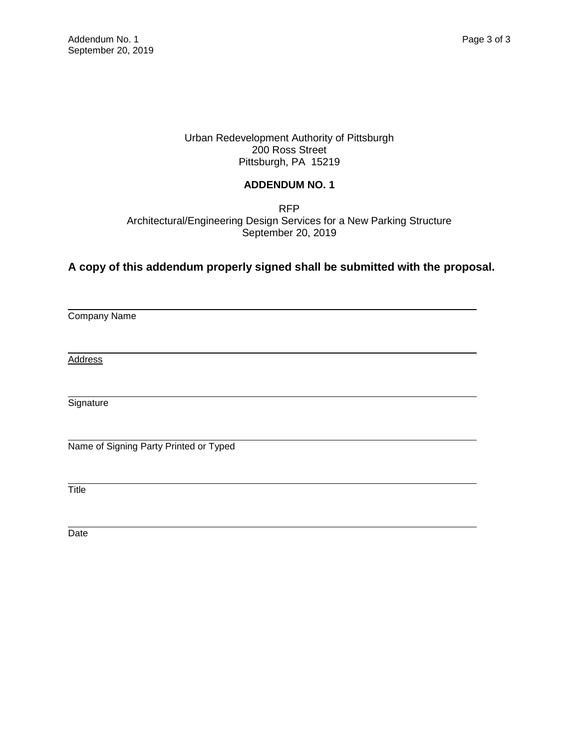Urban Redevelopment Authority of Pittsburgh
200 Ross Street
Pittsburgh, PA 15219

**ADDENDUM NO. 1**

RFP
Architectural/Engineering Design Services for a New Parking Structure
September 20, 2019

**A copy of this addendum properly signed shall be submitted with the proposal.**

___________________________________________
Company Name

___________________________________________
Address

___________________________________________
Signature

___________________________________________
Name of Signing Party Printed or Typed

___________________________________________
Title

___________________________________________
Date